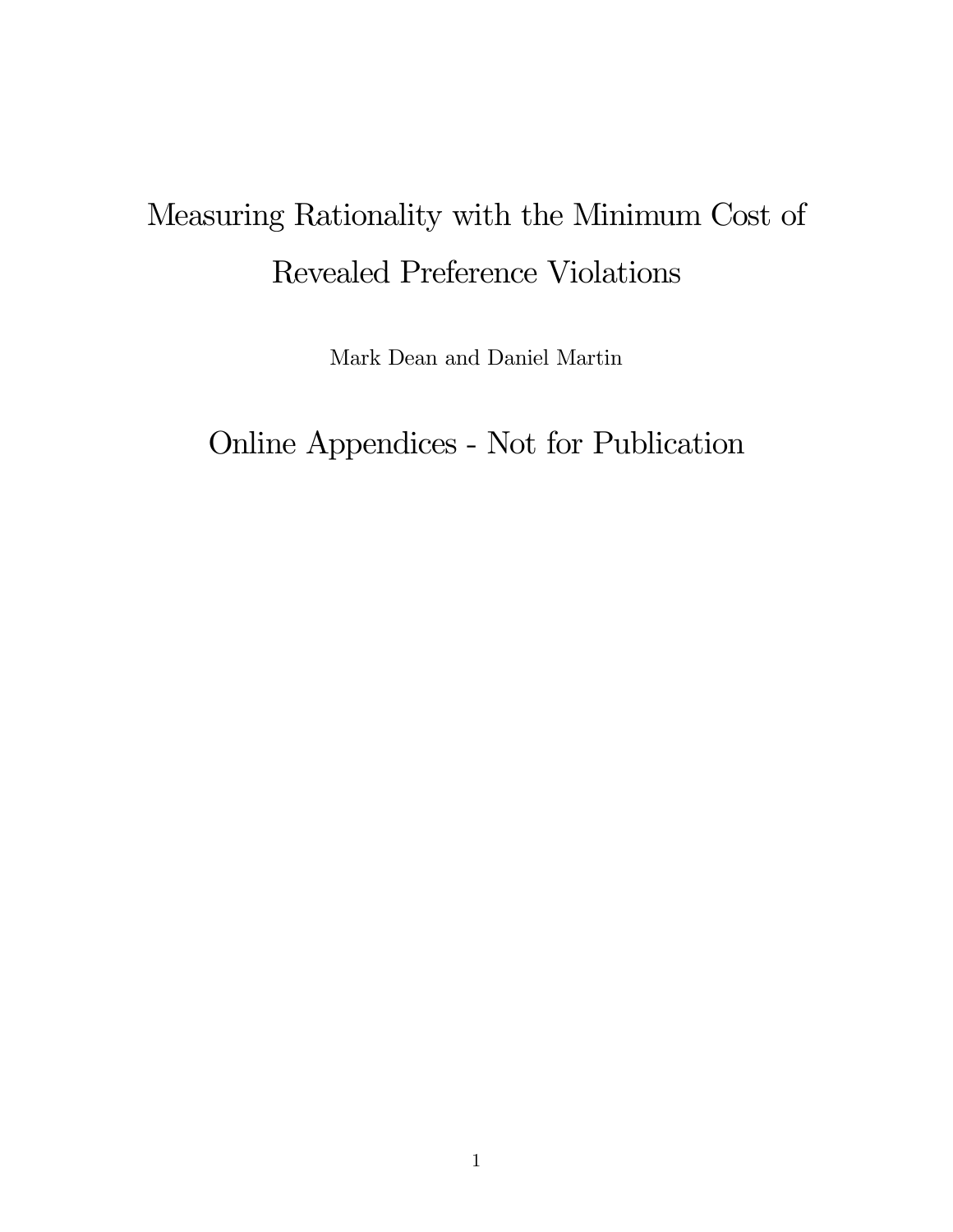# Measuring Rationality with the Minimum Cost of Revealed Preference Violations

Mark Dean and Daniel Martin

## Online Appendices - Not for Publication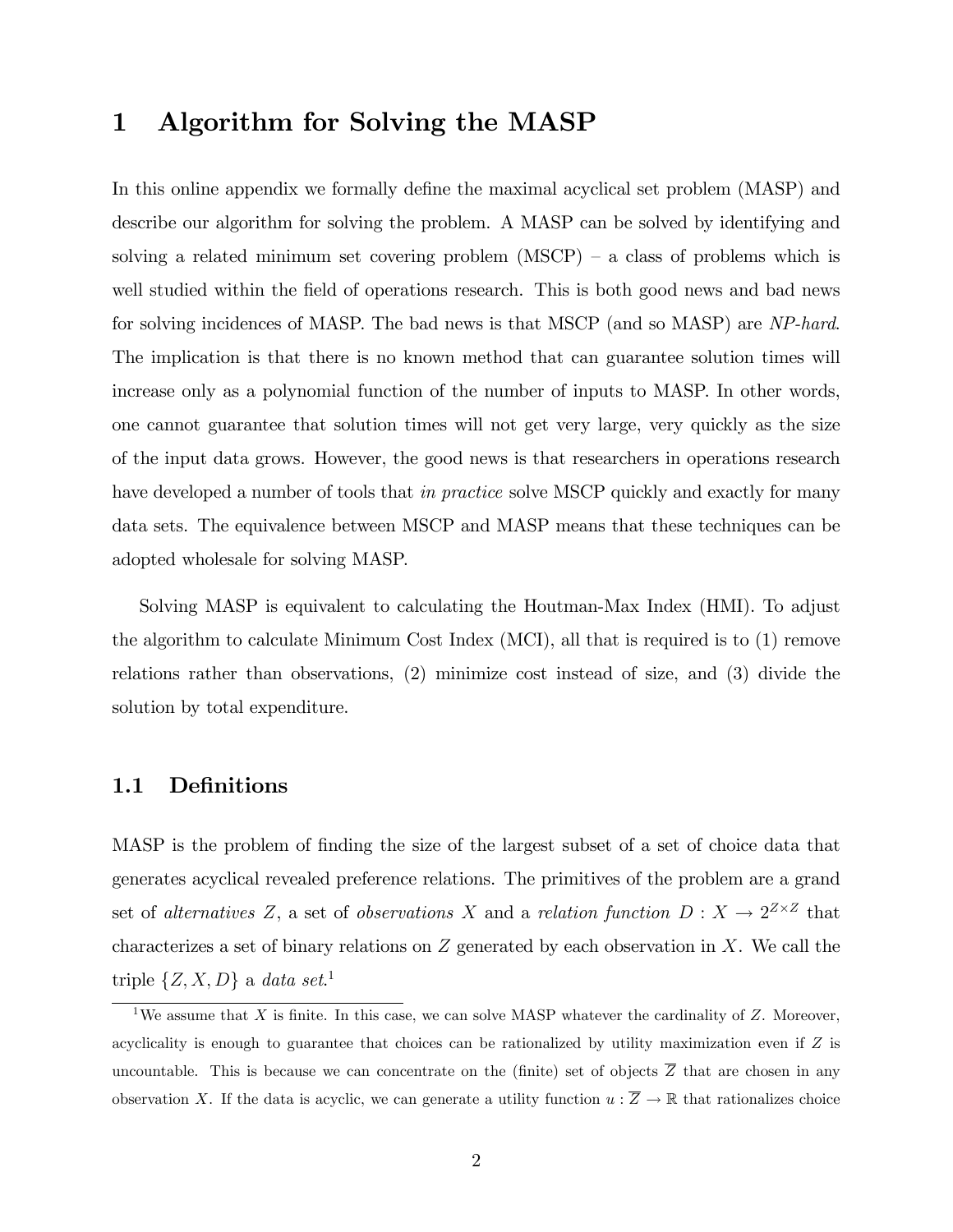# 1 Algorithm for Solving the MASP

In this online appendix we formally define the maximal acyclical set problem (MASP) and describe our algorithm for solving the problem. A MASP can be solved by identifying and solving a related minimum set covering problem (MSCP) – a class of problems which is well studied within the field of operations research. This is both good news and bad news for solving incidences of MASP. The bad news is that MSCP (and so MASP) are *NP-hard*. The implication is that there is no known method that can guarantee solution times will increase only as a polynomial function of the number of inputs to MASP. In other words, one cannot guarantee that solution times will not get very large, very quickly as the size of the input data grows. However, the good news is that researchers in operations research have developed a number of tools that *in practice* solve MSCP quickly and exactly for many data sets. The equivalence between MSCP and MASP means that these techniques can be adopted wholesale for solving MASP.

Solving MASP is equivalent to calculating the Houtman-Max Index (HMI). To adjust the algorithm to calculate Minimum Cost Index (MCI), all that is required is to (1) remove relations rather than observations, (2) minimize cost instead of size, and (3) divide the solution by total expenditure.

## 1.1 Definitions

MASP is the problem of finding the size of the largest subset of a set of choice data that generates acyclical revealed preference relations. The primitives of the problem are a grand set of *alternatives* $Z$, a set of *observations* $X$ and a *relation function* $D : X \rightarrow 2^{Z \times Z}$ that characterizes a set of binary relations on $Z$ generated by each observation in $X$. We call the triple $\{Z, X, D\}$ a *data set*.[1]

[1] We assume that $X$ is finite. In this case, we can solve MASP whatever the cardinality of $Z$. Moreover, acyclicality is enough to guarantee that choices can be rationalized by utility maximization even if $Z$ is uncountable. This is because we can concentrate on the (finite) set of objects $\overline{Z}$ that are chosen in any observation $X$. If the data is acyclic, we can generate a utility function $u : \overline{Z} \rightarrow \mathbb{R}$ that rationalizes choice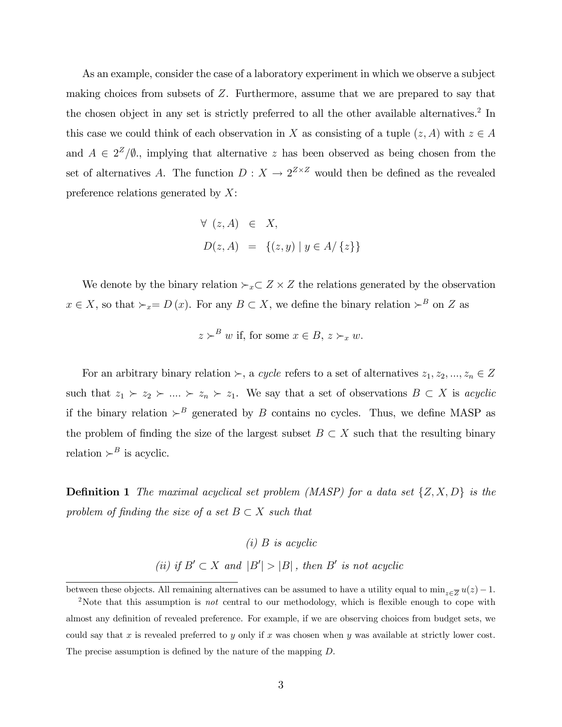As an example, consider the case of a laboratory experiment in which we observe a subject making choices from subsets of $Z$. Furthermore, assume that we are prepared to say that the chosen object in any set is strictly preferred to all the other available alternatives.[2] In this case we could think of each observation in $X$ as consisting of a tuple $(z, A)$ with $z \in A$ and $A \in 2^Z/\emptyset$., implying that alternative $z$ has been observed as being chosen from the set of alternatives $A$. The function $D : X \to 2^{Z \times Z}$ would then be defined as the revealed preference relations generated by $X$:

$$
\begin{aligned}
\forall \ (z, A) &\in X, \\
D(z, A) &= \{(z, y) \mid y \in A/\{z\}\}
\end{aligned}
$$

We denote by the binary relation $\succ_x \subset Z \times Z$ the relations generated by the observation $x \in X$, so that $\succ_x = D(x)$. For any $B \subset X$, we define the binary relation $\succ^B$ on $Z$ as

$$z \succ^B w \text{ if, for some } x \in B, \ z \succ_x w.$$

For an arbitrary binary relation $\succ$, a *cycle* refers to a set of alternatives $z_1, z_2, ..., z_n \in Z$ such that $z_1 \succ z_2 \succ .... \succ z_n \succ z_1$. We say that a set of observations $B \subset X$ is *acyclic* if the binary relation $\succ^B$ generated by $B$ contains no cycles. Thus, we define MASP as the problem of finding the size of the largest subset $B \subset X$ such that the resulting binary relation $\succ^B$ is acyclic.

**Definition 1** *The maximal acyclical set problem (MASP) for a data set $\{Z, X, D\}$ is the problem of finding the size of a set $B \subset X$ such that*

$$(i) \ B \text{ is acyclic}$$

$$(ii) \text{ if } B' \subset X \text{ and } |B'| > |B|, \text{ then } B' \text{ is not acyclic}$$

---

between these objects. All remaining alternatives can be assumed to have a utility equal to $\min_{z \in \overline{Z}} u(z) - 1$.

[2] Note that this assumption is *not* central to our methodology, which is flexible enough to cope with almost any definition of revealed preference. For example, if we are observing choices from budget sets, we could say that $x$ is revealed preferred to $y$ only if $x$ was chosen when $y$ was available at strictly lower cost. The precise assumption is defined by the nature of the mapping $D$.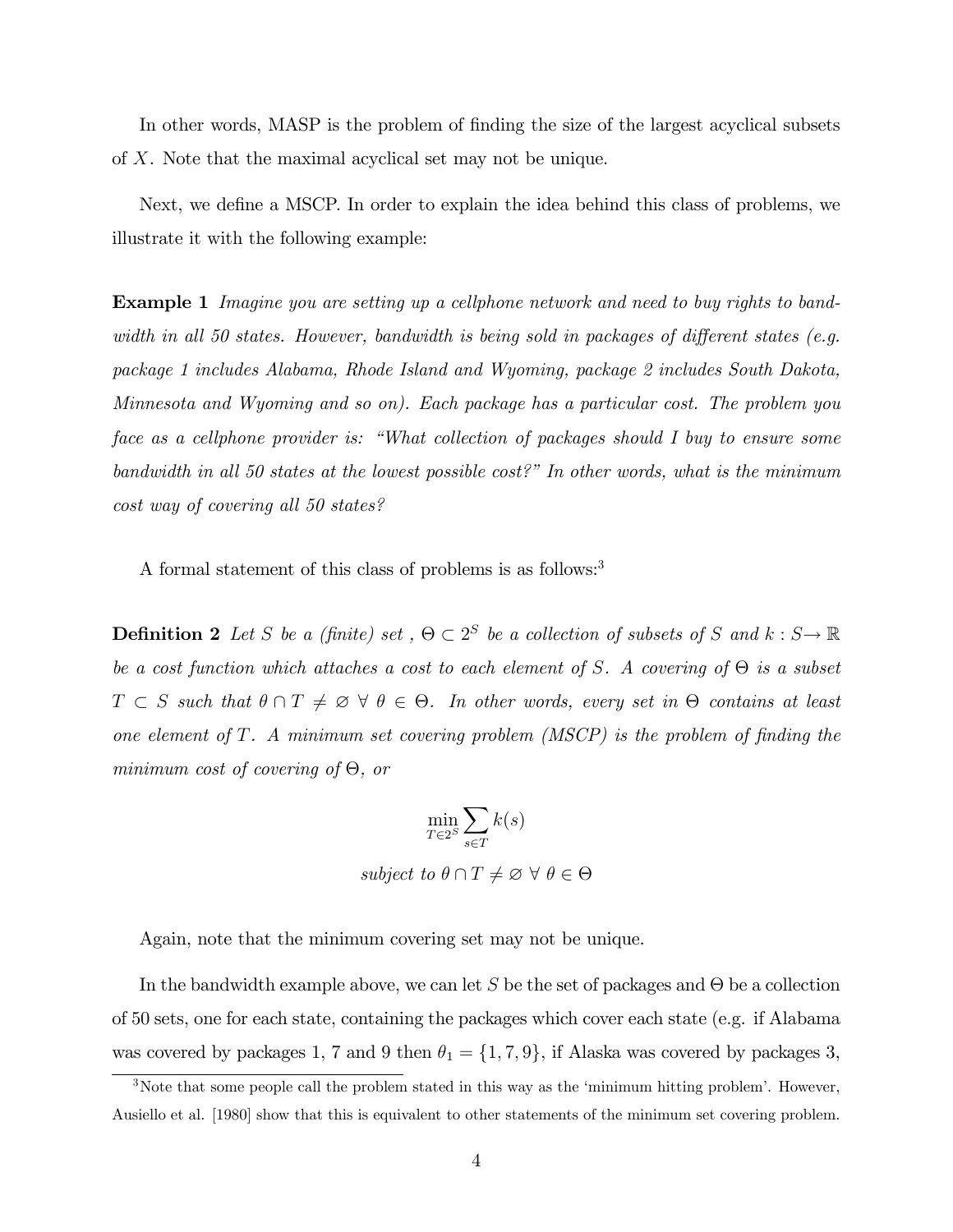In other words, MASP is the problem of finding the size of the largest acyclical subsets of $X$. Note that the maximal acyclical set may not be unique.

Next, we define a MSCP. In order to explain the idea behind this class of problems, we illustrate it with the following example:

**Example 1** *Imagine you are setting up a cellphone network and need to buy rights to bandwidth in all 50 states. However, bandwidth is being sold in packages of different states (e.g. package 1 includes Alabama, Rhode Island and Wyoming, package 2 includes South Dakota, Minnesota and Wyoming and so on). Each package has a particular cost. The problem you face as a cellphone provider is: "What collection of packages should I buy to ensure some bandwidth in all 50 states at the lowest possible cost?" In other words, what is the minimum cost way of covering all 50 states?*

A formal statement of this class of problems is as follows:[3]

**Definition 2** *Let $S$ be a (finite) set , $\Theta \subset 2^S$ be a collection of subsets of $S$ and $k : S \rightarrow \mathbb{R}$ be a cost function which attaches a cost to each element of $S$. A covering of $\Theta$ is a subset $T \subset S$ such that $\theta \cap T \neq \varnothing \; \forall \; \theta \in \Theta$. In other words, every set in $\Theta$ contains at least one element of $T$. A minimum set covering problem (MSCP) is the problem of finding the minimum cost of covering of $\Theta$, or*

$$\min_{T \in 2^S} \sum_{s \in T} k(s)$$

$$\text{subject to } \theta \cap T \neq \varnothing \; \forall \; \theta \in \Theta$$

Again, note that the minimum covering set may not be unique.

In the bandwidth example above, we can let $S$ be the set of packages and $\Theta$ be a collection of 50 sets, one for each state, containing the packages which cover each state (e.g. if Alabama was covered by packages 1, 7 and 9 then $\theta_1 = \{1, 7, 9\}$, if Alaska was covered by packages 3,

[3] Note that some people call the problem stated in this way as the 'minimum hitting problem'. However, Ausiello et al. [1980] show that this is equivalent to other statements of the minimum set covering problem.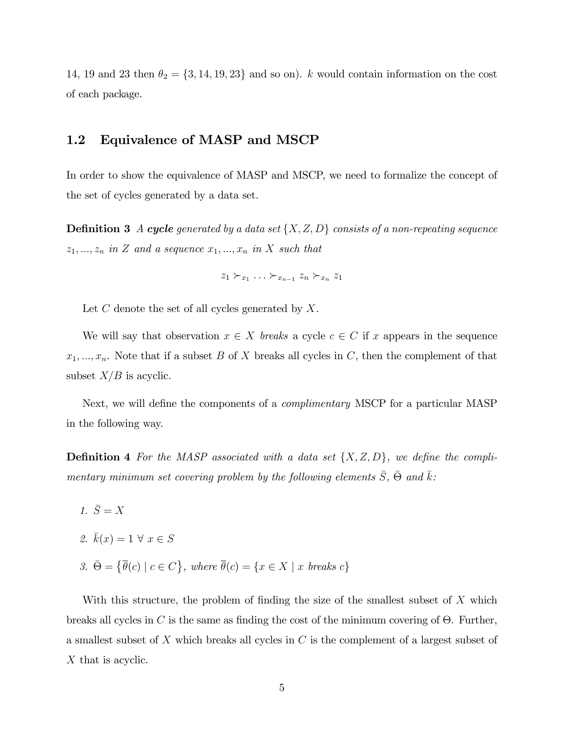14, 19 and 23 then $\theta_2 = \{3, 14, 19, 23\}$ and so on). $k$ would contain information on the cost of each package.

## 1.2 Equivalence of MASP and MSCP

In order to show the equivalence of MASP and MSCP, we need to formalize the concept of the set of cycles generated by a data set.

**Definition 3** *A **cycle** generated by a data set $\{X, Z, D\}$ consists of a non-repeating sequence $z_1, ..., z_n$ in $Z$ and a sequence $x_1, ..., x_n$ in $X$ such that*

$$z_1 \succ_{x_1} \ldots \succ_{x_{n-1}} z_n \succ_{x_n} z_1$$

Let $C$ denote the set of all cycles generated by $X$.

We will say that observation $x \in X$ *breaks* a cycle $c \in C$ if $x$ appears in the sequence $x_1, ..., x_n$. Note that if a subset $B$ of $X$ breaks all cycles in $C$, then the complement of that subset $X/B$ is acyclic.

Next, we will define the components of a *complimentary* MSCP for a particular MASP in the following way.

**Definition 4** *For the MASP associated with a data set $\{X, Z, D\}$, we define the complimentary minimum set covering problem by the following elements $\bar{S}$, $\bar{\Theta}$ and $\bar{k}$:*

1. $\bar{S} = X$
2. $\bar{k}(x) = 1 \; \forall \; x \in S$
3. $\bar{\Theta} = \{\overline{\theta}(c) \mid c \in C\}$*, where* $\overline{\theta}(c) = \{x \in X \mid x \text{ breaks } c\}$

With this structure, the problem of finding the size of the smallest subset of $X$ which breaks all cycles in $C$ is the same as finding the cost of the minimum covering of $\Theta$. Further, a smallest subset of $X$ which breaks all cycles in $C$ is the complement of a largest subset of $X$ that is acyclic.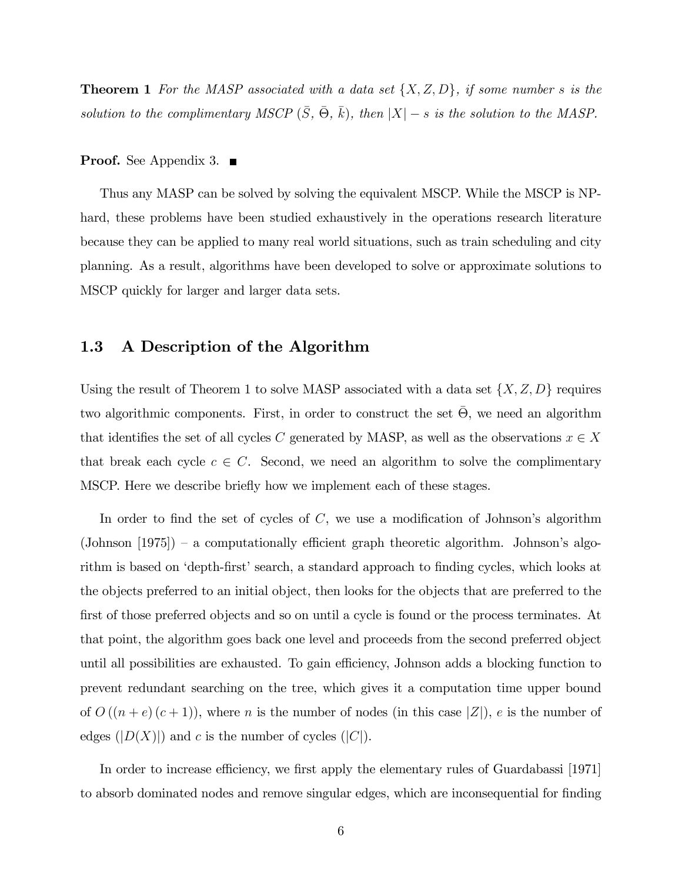**Theorem 1** *For the MASP associated with a data set $\{X, Z, D\}$, if some number $s$ is the solution to the complimentary MSCP ($\bar{S}$, $\bar{\Theta}$, $\bar{k}$), then $|X| - s$ is the solution to the MASP.*

**Proof.** See Appendix 3. ■

Thus any MASP can be solved by solving the equivalent MSCP. While the MSCP is NP-hard, these problems have been studied exhaustively in the operations research literature because they can be applied to many real world situations, such as train scheduling and city planning. As a result, algorithms have been developed to solve or approximate solutions to MSCP quickly for larger and larger data sets.

### 1.3 A Description of the Algorithm

Using the result of Theorem 1 to solve MASP associated with a data set $\{X, Z, D\}$ requires two algorithmic components. First, in order to construct the set $\bar{\Theta}$, we need an algorithm that identifies the set of all cycles $C$ generated by MASP, as well as the observations $x \in X$ that break each cycle $c \in C$. Second, we need an algorithm to solve the complimentary MSCP. Here we describe briefly how we implement each of these stages.

In order to find the set of cycles of $C$, we use a modification of Johnson's algorithm (Johnson [1975]) – a computationally efficient graph theoretic algorithm. Johnson's algorithm is based on 'depth-first' search, a standard approach to finding cycles, which looks at the objects preferred to an initial object, then looks for the objects that are preferred to the first of those preferred objects and so on until a cycle is found or the process terminates. At that point, the algorithm goes back one level and proceeds from the second preferred object until all possibilities are exhausted. To gain efficiency, Johnson adds a blocking function to prevent redundant searching on the tree, which gives it a computation time upper bound of $O((n+e)(c+1))$, where $n$ is the number of nodes (in this case $|Z|$), $e$ is the number of edges ($|D(X)|$) and $c$ is the number of cycles ($|C|$).

In order to increase efficiency, we first apply the elementary rules of Guardabassi [1971] to absorb dominated nodes and remove singular edges, which are inconsequential for finding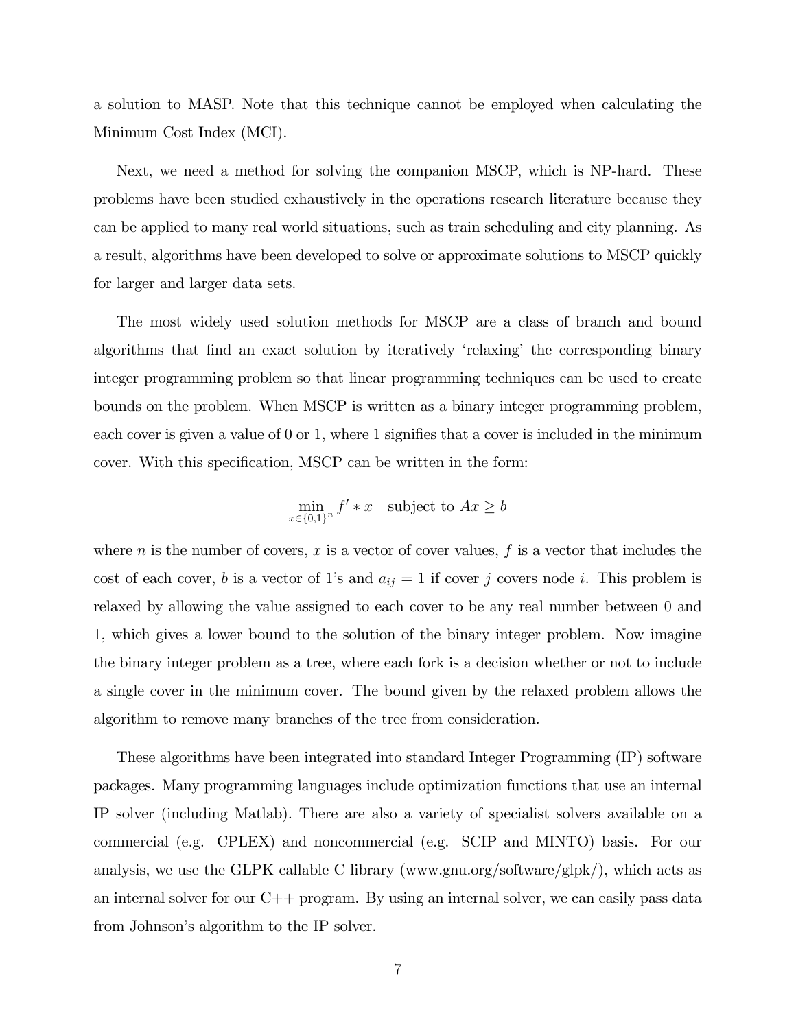a solution to MASP. Note that this technique cannot be employed when calculating the Minimum Cost Index (MCI).

Next, we need a method for solving the companion MSCP, which is NP-hard. These problems have been studied exhaustively in the operations research literature because they can be applied to many real world situations, such as train scheduling and city planning. As a result, algorithms have been developed to solve or approximate solutions to MSCP quickly for larger and larger data sets.

The most widely used solution methods for MSCP are a class of branch and bound algorithms that find an exact solution by iteratively 'relaxing' the corresponding binary integer programming problem so that linear programming techniques can be used to create bounds on the problem. When MSCP is written as a binary integer programming problem, each cover is given a value of 0 or 1, where 1 signifies that a cover is included in the minimum cover. With this specification, MSCP can be written in the form:

$$\min_{x \in \{0,1\}^n} f' * x \quad \text{subject to } Ax \geq b$$

where $n$ is the number of covers, $x$ is a vector of cover values, $f$ is a vector that includes the cost of each cover, $b$ is a vector of 1's and $a_{ij} = 1$ if cover $j$ covers node $i$. This problem is relaxed by allowing the value assigned to each cover to be any real number between 0 and 1, which gives a lower bound to the solution of the binary integer problem. Now imagine the binary integer problem as a tree, where each fork is a decision whether or not to include a single cover in the minimum cover. The bound given by the relaxed problem allows the algorithm to remove many branches of the tree from consideration.

These algorithms have been integrated into standard Integer Programming (IP) software packages. Many programming languages include optimization functions that use an internal IP solver (including Matlab). There are also a variety of specialist solvers available on a commercial (e.g. CPLEX) and noncommercial (e.g. SCIP and MINTO) basis. For our analysis, we use the GLPK callable C library (www.gnu.org/software/glpk/), which acts as an internal solver for our C++ program. By using an internal solver, we can easily pass data from Johnson's algorithm to the IP solver.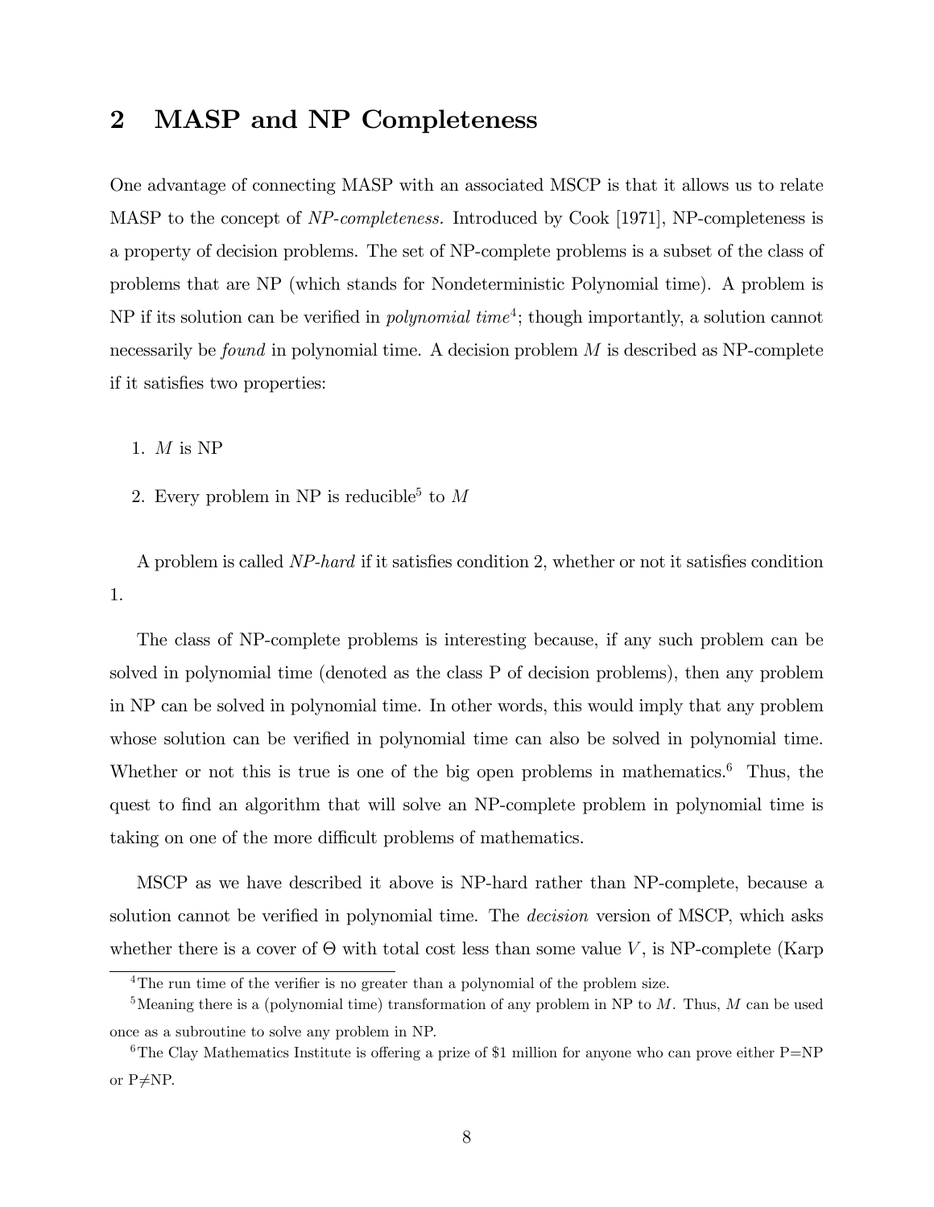## 2 MASP and NP Completeness

One advantage of connecting MASP with an associated MSCP is that it allows us to relate MASP to the concept of *NP-completeness.* Introduced by Cook [1971], NP-completeness is a property of decision problems. The set of NP-complete problems is a subset of the class of problems that are NP (which stands for Nondeterministic Polynomial time). A problem is NP if its solution can be verified in *polynomial time*[4]; though importantly, a solution cannot necessarily be *found* in polynomial time. A decision problem $M$ is described as NP-complete if it satisfies two properties:

1. $M$ is NP
2. Every problem in NP is reducible[5] to $M$

A problem is called *NP-hard* if it satisfies condition 2, whether or not it satisfies condition 1.

The class of NP-complete problems is interesting because, if any such problem can be solved in polynomial time (denoted as the class P of decision problems), then any problem in NP can be solved in polynomial time. In other words, this would imply that any problem whose solution can be verified in polynomial time can also be solved in polynomial time. Whether or not this is true is one of the big open problems in mathematics.[6] Thus, the quest to find an algorithm that will solve an NP-complete problem in polynomial time is taking on one of the more difficult problems of mathematics.

MSCP as we have described it above is NP-hard rather than NP-complete, because a solution cannot be verified in polynomial time. The *decision* version of MSCP, which asks whether there is a cover of $\Theta$ with total cost less than some value $V$, is NP-complete (Karp

---

[4] The run time of the verifier is no greater than a polynomial of the problem size.

[5] Meaning there is a (polynomial time) transformation of any problem in NP to $M$. Thus, $M$ can be used once as a subroutine to solve any problem in NP.

[6] The Clay Mathematics Institute is offering a prize of \$1 million for anyone who can prove either P=NP or P≠NP.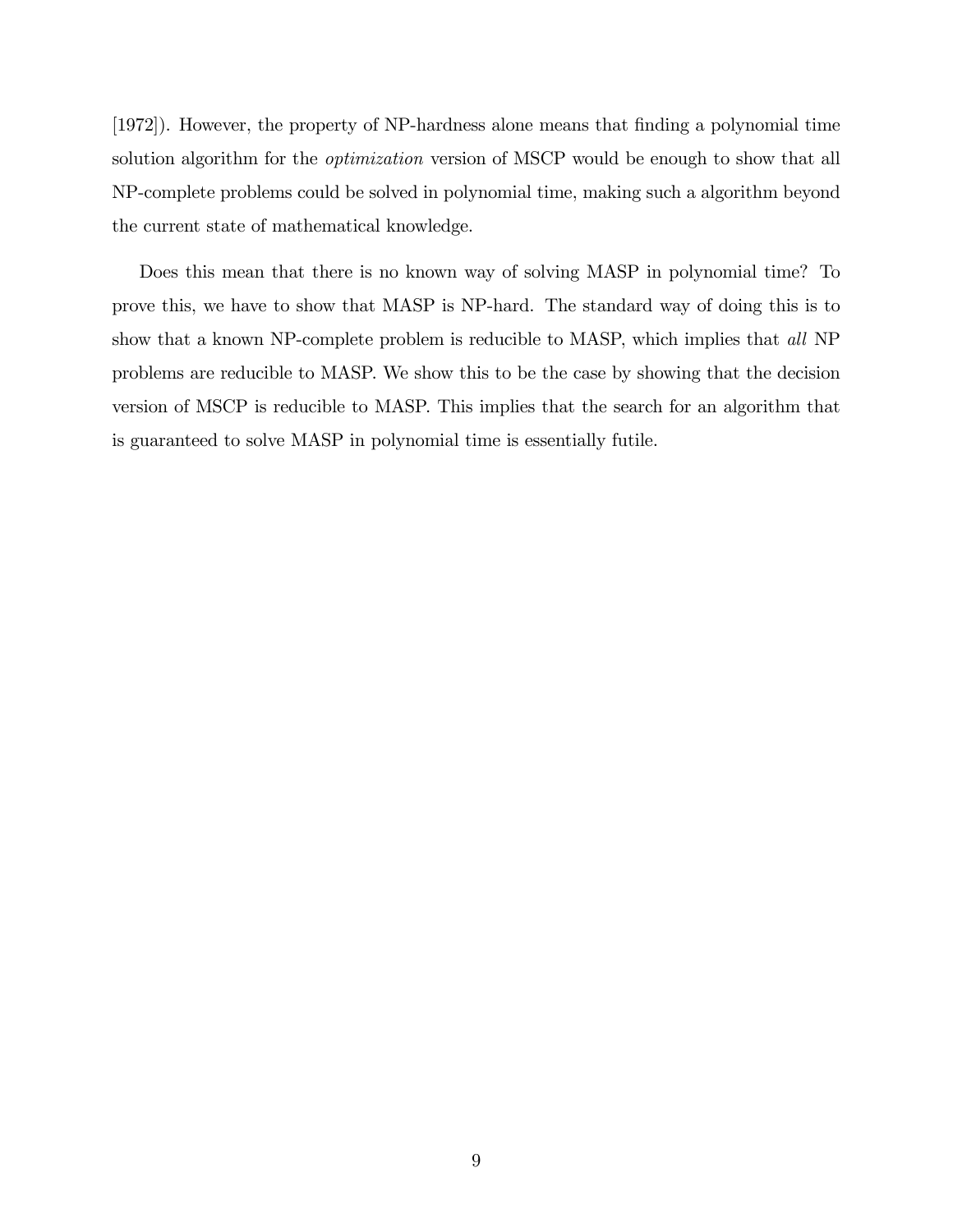[1972]). However, the property of NP-hardness alone means that finding a polynomial time solution algorithm for the *optimization* version of MSCP would be enough to show that all NP-complete problems could be solved in polynomial time, making such a algorithm beyond the current state of mathematical knowledge.

Does this mean that there is no known way of solving MASP in polynomial time? To prove this, we have to show that MASP is NP-hard. The standard way of doing this is to show that a known NP-complete problem is reducible to MASP, which implies that *all* NP problems are reducible to MASP. We show this to be the case by showing that the decision version of MSCP is reducible to MASP. This implies that the search for an algorithm that is guaranteed to solve MASP in polynomial time is essentially futile.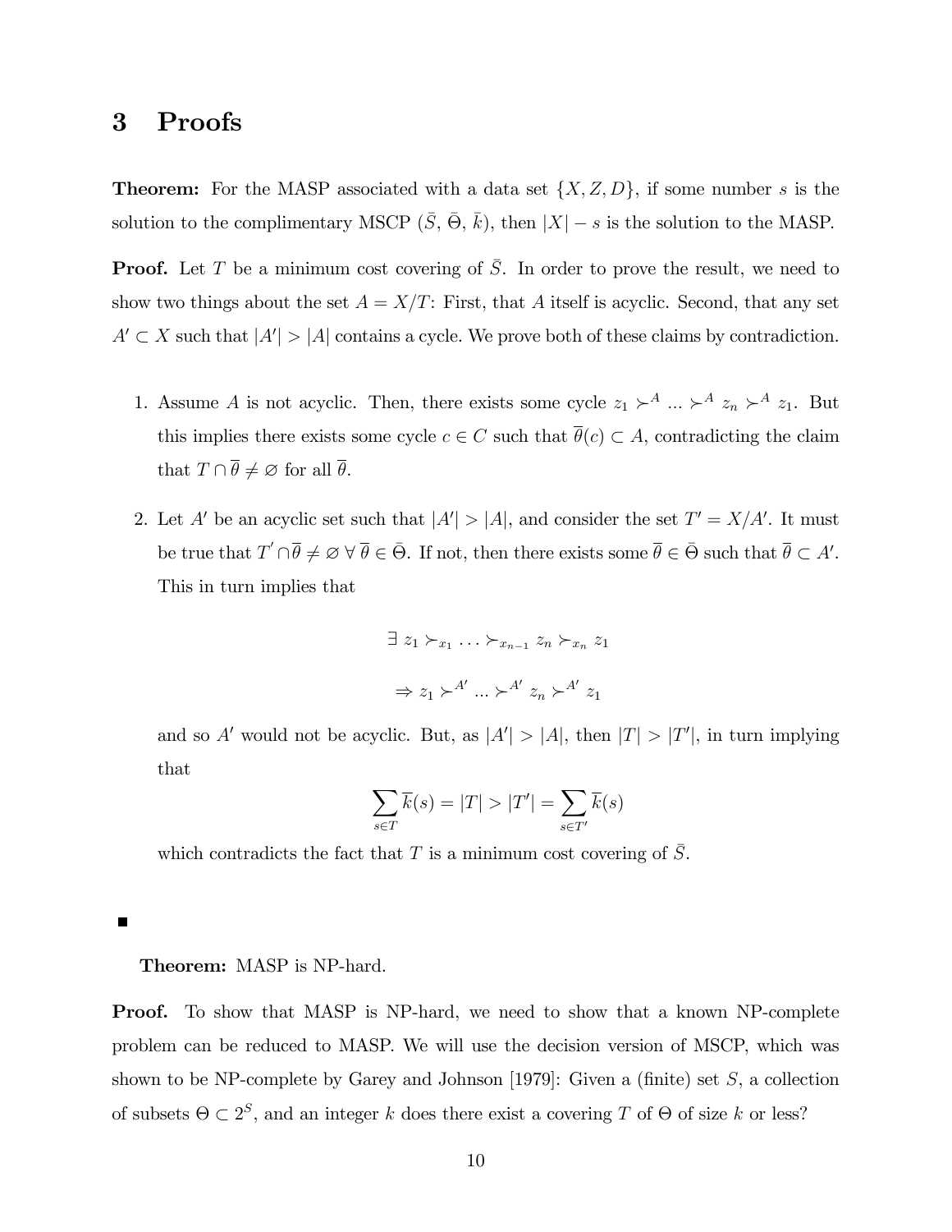# 3 Proofs

**Theorem:** For the MASP associated with a data set $\{X, Z, D\}$, if some number $s$ is the solution to the complimentary MSCP ($\bar{S}$, $\bar{\Theta}$, $\bar{k}$), then $|X| - s$ is the solution to the MASP.

**Proof.** Let $T$ be a minimum cost covering of $\bar{S}$. In order to prove the result, we need to show two things about the set $A = X/T$: First, that $A$ itself is acyclic. Second, that any set $A' \subset X$ such that $|A'| > |A|$ contains a cycle. We prove both of these claims by contradiction.

1. Assume $A$ is not acyclic. Then, there exists some cycle $z_1 \succ^A \ldots \succ^A z_n \succ^A z_1$. But this implies there exists some cycle $c \in C$ such that $\overline{\theta}(c) \subset A$, contradicting the claim that $T \cap \overline{\theta} \neq \varnothing$ for all $\overline{\theta}$.

2. Let $A'$ be an acyclic set such that $|A'| > |A|$, and consider the set $T' = X/A'$. It must be true that $T^{'} \cap \overline{\theta} \neq \varnothing \; \forall \; \overline{\theta} \in \bar{\Theta}$. If not, then there exists some $\overline{\theta} \in \bar{\Theta}$ such that $\overline{\theta} \subset A'$. This in turn implies that

$$\exists \; z_1 \succ_{x_1} \ldots \succ_{x_{n-1}} z_n \succ_{x_n} z_1$$

$$\Rightarrow z_1 \succ^{A'} \ldots \succ^{A'} z_n \succ^{A'} z_1$$

and so $A'$ would not be acyclic. But, as $|A'| > |A|$, then $|T| > |T'|$, in turn implying that

$$\sum_{s \in T} \overline{k}(s) = |T| > |T'| = \sum_{s \in T'} \overline{k}(s)$$

which contradicts the fact that $T$ is a minimum cost covering of $\bar{S}$.

■

**Theorem:** MASP is NP-hard.

**Proof.** To show that MASP is NP-hard, we need to show that a known NP-complete problem can be reduced to MASP. We will use the decision version of MSCP, which was shown to be NP-complete by Garey and Johnson [1979]: Given a (finite) set $S$, a collection of subsets $\Theta \subset 2^S$, and an integer $k$ does there exist a covering $T$ of $\Theta$ of size $k$ or less?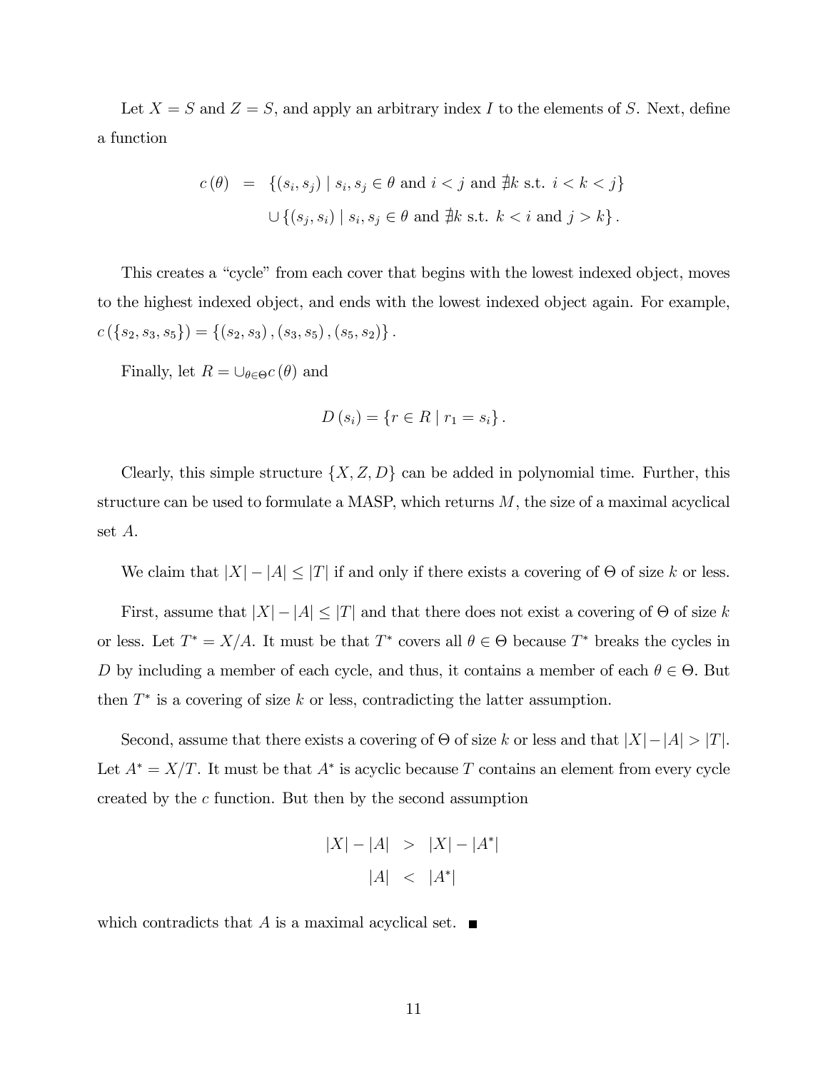Let $X = S$ and $Z = S$, and apply an arbitrary index $I$ to the elements of $S$. Next, define a function

$$
\begin{aligned}
c(\theta) &= \{(s_i, s_j) \mid s_i, s_j \in \theta \text{ and } i < j \text{ and } \nexists k \text{ s.t. } i < k < j\} \\
&\cup \{(s_j, s_i) \mid s_i, s_j \in \theta \text{ and } \nexists k \text{ s.t. } k < i \text{ and } j > k\}.
\end{aligned}
$$

This creates a "cycle" from each cover that begins with the lowest indexed object, moves to the highest indexed object, and ends with the lowest indexed object again. For example, $c(\{s_2, s_3, s_5\}) = \{(s_2, s_3), (s_3, s_5), (s_5, s_2)\}$.

Finally, let $R = \cup_{\theta \in \Theta} c(\theta)$ and

$$
D(s_i) = \{r \in R \mid r_1 = s_i\}.
$$

Clearly, this simple structure $\{X, Z, D\}$ can be added in polynomial time. Further, this structure can be used to formulate a MASP, which returns $M$, the size of a maximal acyclical set $A$.

We claim that $|X| - |A| \leq |T|$ if and only if there exists a covering of $\Theta$ of size $k$ or less.

First, assume that $|X| - |A| \leq |T|$ and that there does not exist a covering of $\Theta$ of size $k$ or less. Let $T^* = X/A$. It must be that $T^*$ covers all $\theta \in \Theta$ because $T^*$ breaks the cycles in $D$ by including a member of each cycle, and thus, it contains a member of each $\theta \in \Theta$. But then $T^*$ is a covering of size $k$ or less, contradicting the latter assumption.

Second, assume that there exists a covering of $\Theta$ of size $k$ or less and that $|X| - |A| > |T|$. Let $A^* = X/T$. It must be that $A^*$ is acyclic because $T$ contains an element from every cycle created by the $c$ function. But then by the second assumption

$$
\begin{aligned}
|X| - |A| &> |X| - |A^*| \\
|A| &< |A^*|
\end{aligned}
$$

which contradicts that $A$ is a maximal acyclical set. ■